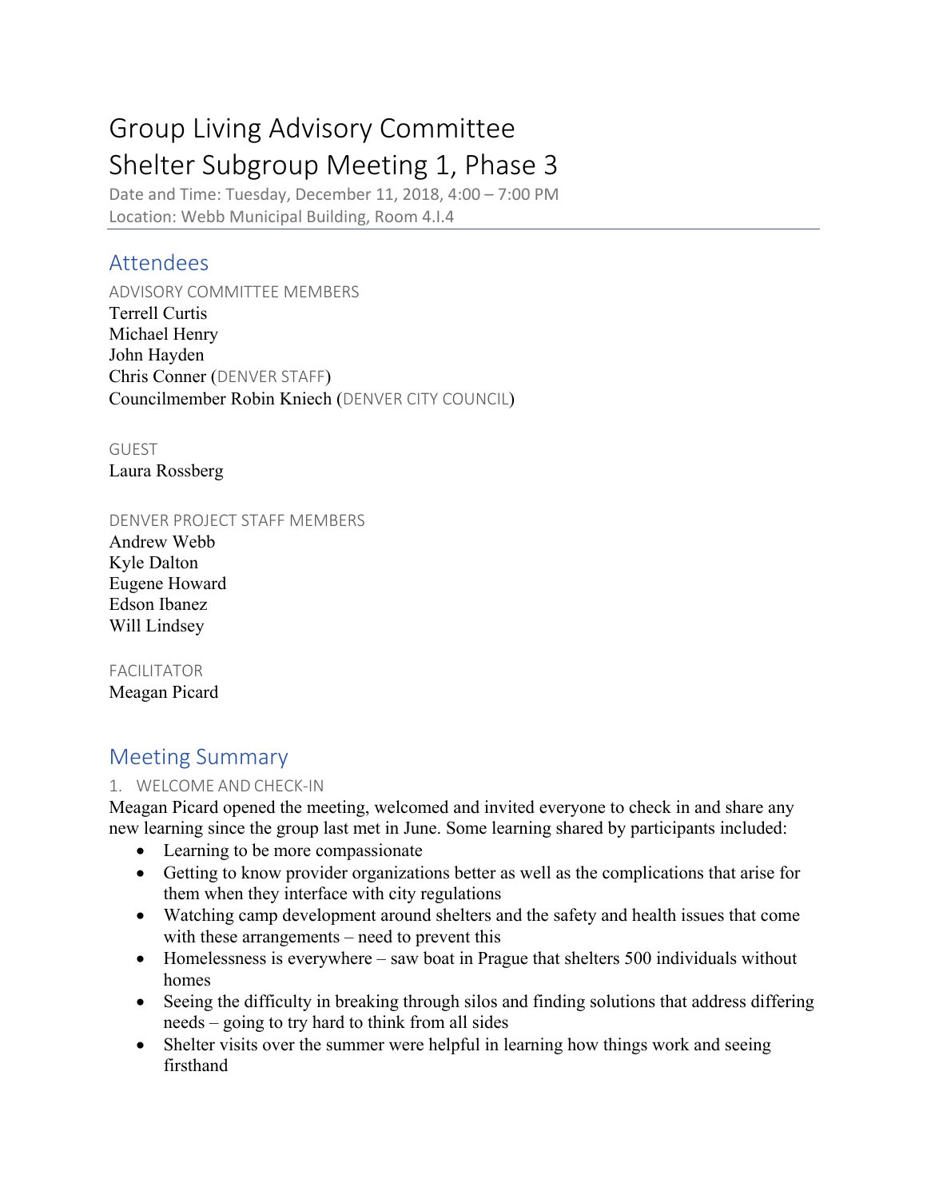# Group Living Advisory Committee

# Shelter Subgroup Meeting 1, Phase 3

Date and Time: Tuesday, December 11, 2018, 4:00 – 7:00 PM

Location: Webb Municipal Building, Room 4.I.4

## Attendees

ADVISORY COMMITTEE MEMBERS

Terrell Curtis
Michael Henry
John Hayden
Chris Conner (DENVER STAFF)
Councilmember Robin Kniech (DENVER CITY COUNCIL)

GUEST

Laura Rossberg

DENVER PROJECT STAFF MEMBERS

Andrew Webb
Kyle Dalton
Eugene Howard
Edson Ibanez
Will Lindsey

FACILITATOR

Meagan Picard

## Meeting Summary

### 1. WELCOME AND CHECK-IN

Meagan Picard opened the meeting, welcomed and invited everyone to check in and share any new learning since the group last met in June. Some learning shared by participants included:

- Learning to be more compassionate
- Getting to know provider organizations better as well as the complications that arise for them when they interface with city regulations
- Watching camp development around shelters and the safety and health issues that come with these arrangements – need to prevent this
- Homelessness is everywhere – saw boat in Prague that shelters 500 individuals without homes
- Seeing the difficulty in breaking through silos and finding solutions that address differing needs – going to try hard to think from all sides
- Shelter visits over the summer were helpful in learning how things work and seeing firsthand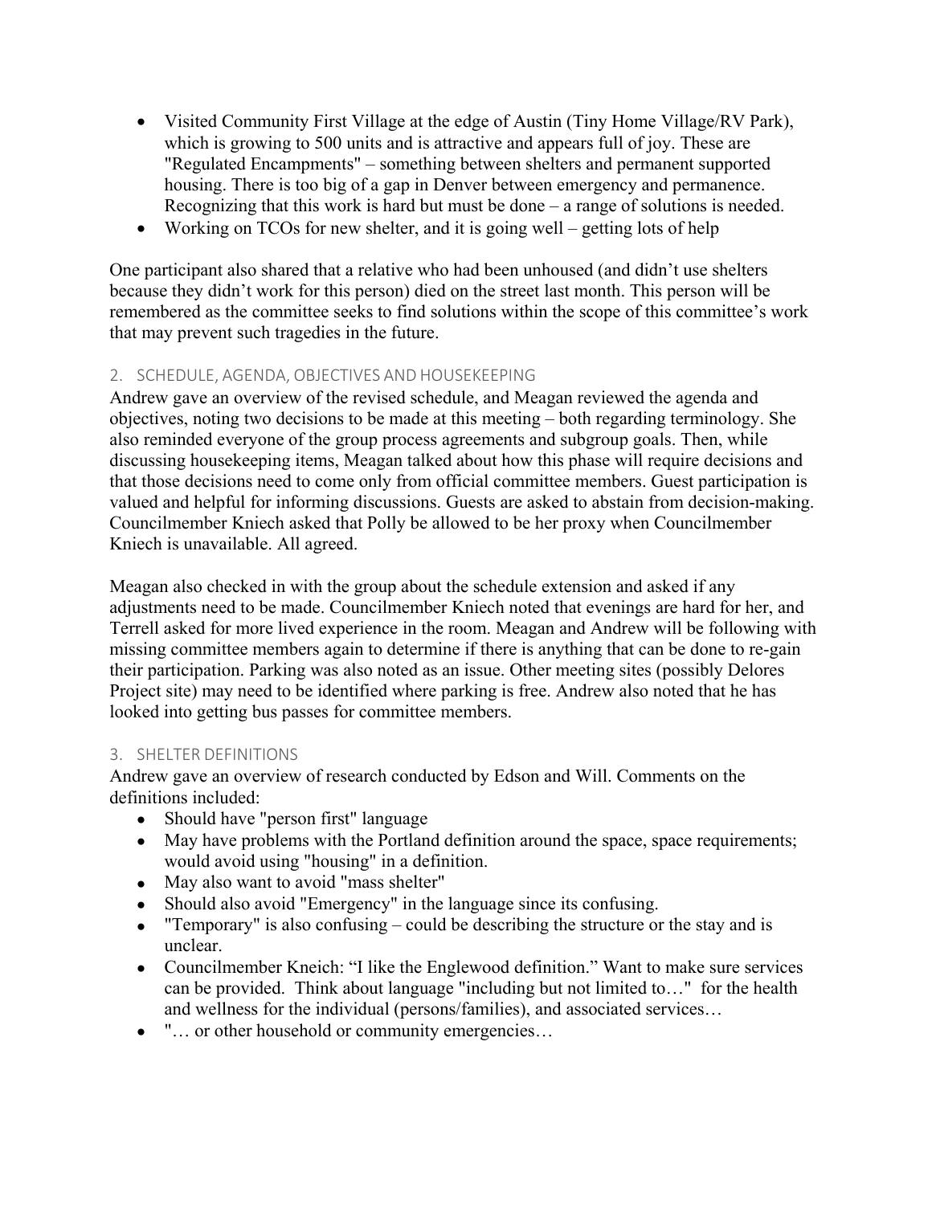- Visited Community First Village at the edge of Austin (Tiny Home Village/RV Park), which is growing to 500 units and is attractive and appears full of joy. These are "Regulated Encampments" – something between shelters and permanent supported housing. There is too big of a gap in Denver between emergency and permanence. Recognizing that this work is hard but must be done – a range of solutions is needed.
- Working on TCOs for new shelter, and it is going well – getting lots of help

One participant also shared that a relative who had been unhoused (and didn't use shelters because they didn't work for this person) died on the street last month. This person will be remembered as the committee seeks to find solutions within the scope of this committee's work that may prevent such tragedies in the future.

## 2. SCHEDULE, AGENDA, OBJECTIVES AND HOUSEKEEPING

Andrew gave an overview of the revised schedule, and Meagan reviewed the agenda and objectives, noting two decisions to be made at this meeting – both regarding terminology. She also reminded everyone of the group process agreements and subgroup goals. Then, while discussing housekeeping items, Meagan talked about how this phase will require decisions and that those decisions need to come only from official committee members. Guest participation is valued and helpful for informing discussions. Guests are asked to abstain from decision-making. Councilmember Kniech asked that Polly be allowed to be her proxy when Councilmember Kniech is unavailable. All agreed.

Meagan also checked in with the group about the schedule extension and asked if any adjustments need to be made. Councilmember Kniech noted that evenings are hard for her, and Terrell asked for more lived experience in the room. Meagan and Andrew will be following with missing committee members again to determine if there is anything that can be done to re-gain their participation. Parking was also noted as an issue. Other meeting sites (possibly Delores Project site) may need to be identified where parking is free. Andrew also noted that he has looked into getting bus passes for committee members.

## 3. SHELTER DEFINITIONS

Andrew gave an overview of research conducted by Edson and Will. Comments on the definitions included:

- Should have "person first" language
- May have problems with the Portland definition around the space, space requirements; would avoid using "housing" in a definition.
- May also want to avoid "mass shelter"
- Should also avoid "Emergency" in the language since its confusing.
- "Temporary" is also confusing – could be describing the structure or the stay and is unclear.
- Councilmember Kneich: "I like the Englewood definition." Want to make sure services can be provided. Think about language "including but not limited to…" for the health and wellness for the individual (persons/families), and associated services…
- "… or other household or community emergencies…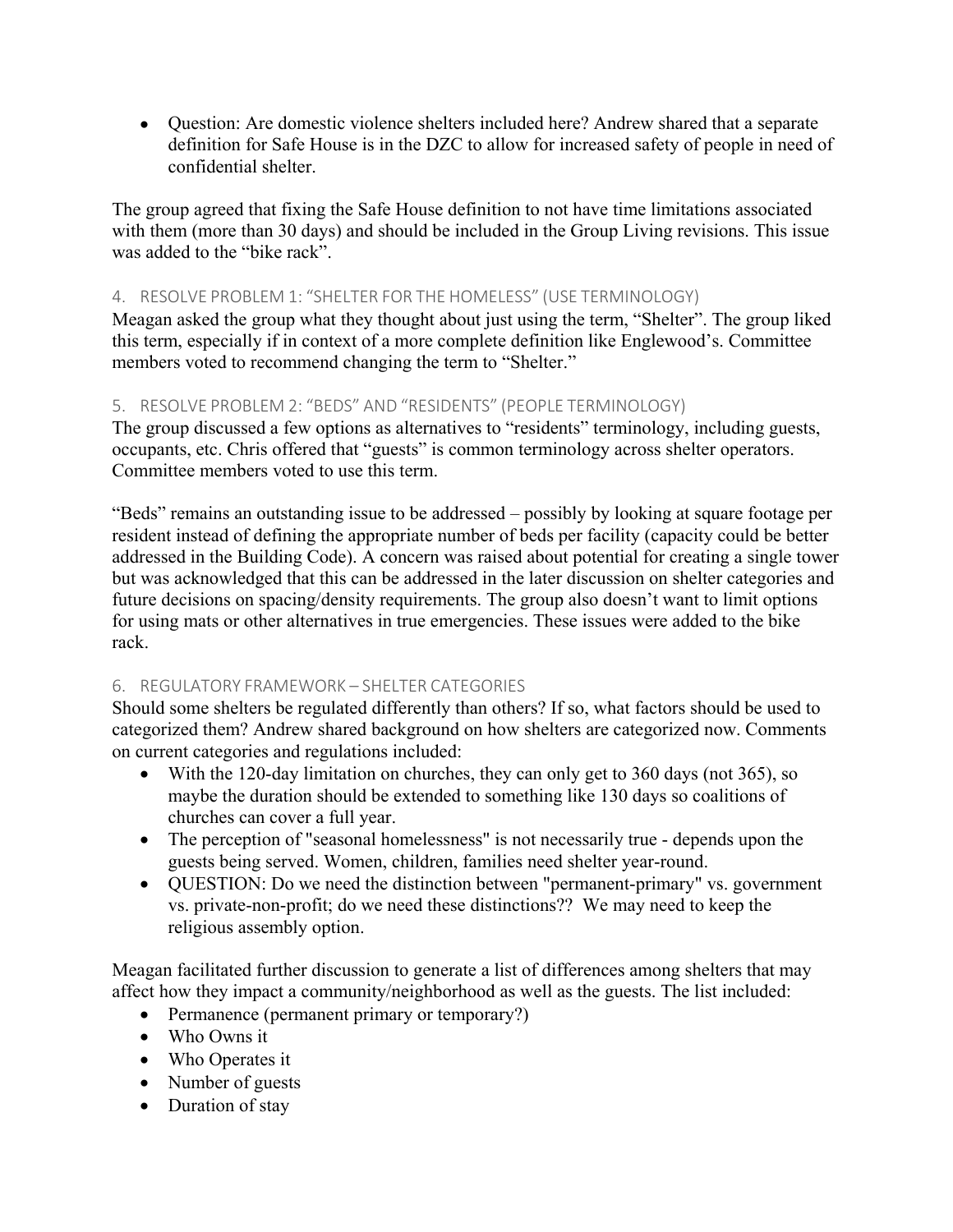- Question: Are domestic violence shelters included here? Andrew shared that a separate definition for Safe House is in the DZC to allow for increased safety of people in need of confidential shelter.

The group agreed that fixing the Safe House definition to not have time limitations associated with them (more than 30 days) and should be included in the Group Living revisions. This issue was added to the "bike rack".

## 4. RESOLVE PROBLEM 1: "SHELTER FOR THE HOMELESS" (USE TERMINOLOGY)

Meagan asked the group what they thought about just using the term, "Shelter". The group liked this term, especially if in context of a more complete definition like Englewood's. Committee members voted to recommend changing the term to "Shelter."

## 5. RESOLVE PROBLEM 2: "BEDS" AND "RESIDENTS" (PEOPLE TERMINOLOGY)

The group discussed a few options as alternatives to "residents" terminology, including guests, occupants, etc. Chris offered that "guests" is common terminology across shelter operators. Committee members voted to use this term.

"Beds" remains an outstanding issue to be addressed – possibly by looking at square footage per resident instead of defining the appropriate number of beds per facility (capacity could be better addressed in the Building Code). A concern was raised about potential for creating a single tower but was acknowledged that this can be addressed in the later discussion on shelter categories and future decisions on spacing/density requirements. The group also doesn't want to limit options for using mats or other alternatives in true emergencies. These issues were added to the bike rack.

## 6. REGULATORY FRAMEWORK – SHELTER CATEGORIES

Should some shelters be regulated differently than others? If so, what factors should be used to categorized them? Andrew shared background on how shelters are categorized now. Comments on current categories and regulations included:

- With the 120-day limitation on churches, they can only get to 360 days (not 365), so maybe the duration should be extended to something like 130 days so coalitions of churches can cover a full year.
- The perception of "seasonal homelessness" is not necessarily true - depends upon the guests being served. Women, children, families need shelter year-round.
- QUESTION: Do we need the distinction between "permanent-primary" vs. government vs. private-non-profit; do we need these distinctions?? We may need to keep the religious assembly option.

Meagan facilitated further discussion to generate a list of differences among shelters that may affect how they impact a community/neighborhood as well as the guests. The list included:

- Permanence (permanent primary or temporary?)
- Who Owns it
- Who Operates it
- Number of guests
- Duration of stay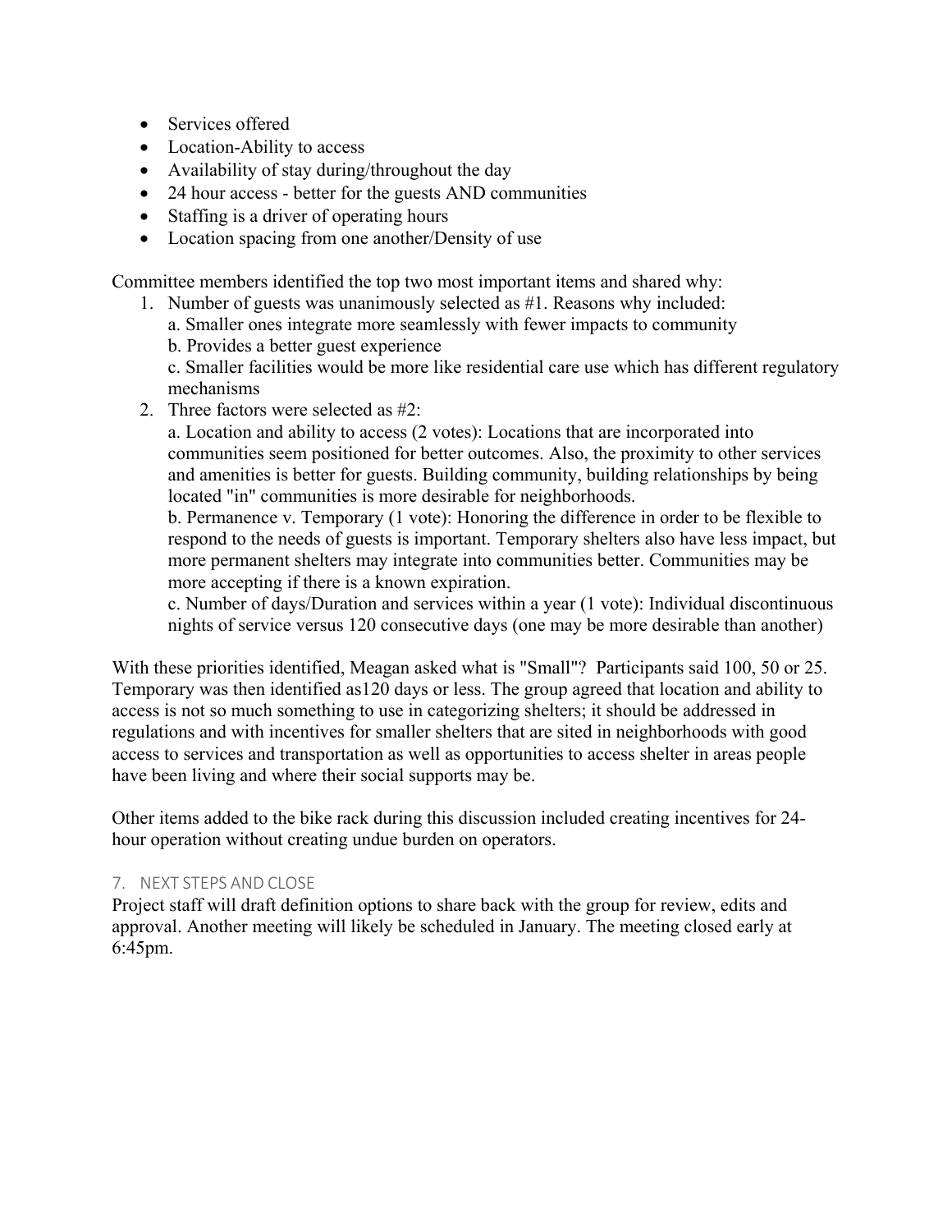- Services offered
- Location-Ability to access
- Availability of stay during/throughout the day
- 24 hour access - better for the guests AND communities
- Staffing is a driver of operating hours
- Location spacing from one another/Density of use

Committee members identified the top two most important items and shared why:

1. Number of guests was unanimously selected as #1. Reasons why included:
   a. Smaller ones integrate more seamlessly with fewer impacts to community
   b. Provides a better guest experience
   c. Smaller facilities would be more like residential care use which has different regulatory mechanisms
2. Three factors were selected as #2:
   a. Location and ability to access (2 votes): Locations that are incorporated into communities seem positioned for better outcomes. Also, the proximity to other services and amenities is better for guests. Building community, building relationships by being located "in" communities is more desirable for neighborhoods.
   b. Permanence v. Temporary (1 vote): Honoring the difference in order to be flexible to respond to the needs of guests is important. Temporary shelters also have less impact, but more permanent shelters may integrate into communities better. Communities may be more accepting if there is a known expiration.
   c. Number of days/Duration and services within a year (1 vote): Individual discontinuous nights of service versus 120 consecutive days (one may be more desirable than another)

With these priorities identified, Meagan asked what is "Small"? Participants said 100, 50 or 25. Temporary was then identified as120 days or less. The group agreed that location and ability to access is not so much something to use in categorizing shelters; it should be addressed in regulations and with incentives for smaller shelters that are sited in neighborhoods with good access to services and transportation as well as opportunities to access shelter in areas people have been living and where their social supports may be.

Other items added to the bike rack during this discussion included creating incentives for 24-hour operation without creating undue burden on operators.

## 7. NEXT STEPS AND CLOSE

Project staff will draft definition options to share back with the group for review, edits and approval. Another meeting will likely be scheduled in January. The meeting closed early at 6:45pm.